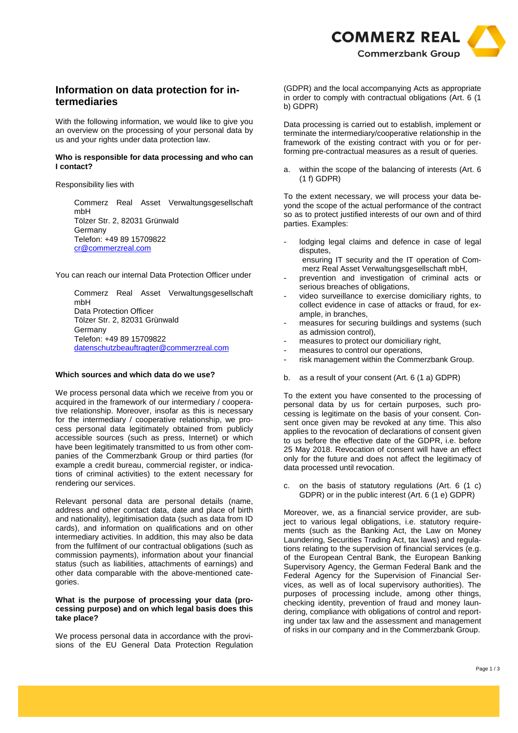# Information on data protection for intermediaries

With the following information, we would like to give you an overview on the processing of your personal data by us and your rights under data protection law.

**Who is responsible for data processing and who can I contact?**

Responsibility lies with

Commerz Real Asset Verwaltungsgesellschaft mbH
Tölzer Str. 2, 82031 Grünwald
Germany
Telefon: +49 89 15709822
cr@commerzreal.com

You can reach our internal Data Protection Officer under

Commerz Real Asset Verwaltungsgesellschaft mbH
Data Protection Officer
Tölzer Str. 2, 82031 Grünwald
Germany
Telefon: +49 89 15709822
datenschutzbeauftragter@commerzreal.com

**Which sources and which data do we use?**

We process personal data which we receive from you or acquired in the framework of our intermediary / cooperative relationship. Moreover, insofar as this is necessary for the intermediary / cooperative relationship, we process personal data legitimately obtained from publicly accessible sources (such as press, Internet) or which have been legitimately transmitted to us from other companies of the Commerzbank Group or third parties (for example a credit bureau, commercial register, or indications of criminal activities) to the extent necessary for rendering our services.

Relevant personal data are personal details (name, address and other contact data, date and place of birth and nationality), legitimisation data (such as data from ID cards), and information on qualifications and on other intermediary activities. In addition, this may also be data from the fulfilment of our contractual obligations (such as commission payments), information about your financial status (such as liabilities, attachments of earnings) and other data comparable with the above-mentioned categories.

**What is the purpose of processing your data (processing purpose) and on which legal basis does this take place?**

We process personal data in accordance with the provisions of the EU General Data Protection Regulation (GDPR) and the local accompanying Acts as appropriate in order to comply with contractual obligations (Art. 6 (1 b) GDPR)

Data processing is carried out to establish, implement or terminate the intermediary/cooperative relationship in the framework of the existing contract with you or for performing pre-contractual measures as a result of queries.

a. within the scope of the balancing of interests (Art. 6 (1 f) GDPR)

To the extent necessary, we will process your data beyond the scope of the actual performance of the contract so as to protect justified interests of our own and of third parties. Examples:

- lodging legal claims and defence in case of legal disputes,
  ensuring IT security and the IT operation of Commerz Real Asset Verwaltungsgesellschaft mbH,
- prevention and investigation of criminal acts or serious breaches of obligations,
- video surveillance to exercise domiciliary rights, to collect evidence in case of attacks or fraud, for example, in branches,
- measures for securing buildings and systems (such as admission control),
- measures to protect our domiciliary right,
- measures to control our operations,
- risk management within the Commerzbank Group.

b. as a result of your consent (Art. 6 (1 a) GDPR)

To the extent you have consented to the processing of personal data by us for certain purposes, such processing is legitimate on the basis of your consent. Consent once given may be revoked at any time. This also applies to the revocation of declarations of consent given to us before the effective date of the GDPR, i.e. before 25 May 2018. Revocation of consent will have an effect only for the future and does not affect the legitimacy of data processed until revocation.

c. on the basis of statutory regulations (Art. 6 (1 c) GDPR) or in the public interest (Art. 6 (1 e) GDPR)

Moreover, we, as a financial service provider, are subject to various legal obligations, i.e. statutory requirements (such as the Banking Act, the Law on Money Laundering, Securities Trading Act, tax laws) and regulations relating to the supervision of financial services (e.g. of the European Central Bank, the European Banking Supervisory Agency, the German Federal Bank and the Federal Agency for the Supervision of Financial Services, as well as of local supervisory authorities). The purposes of processing include, among other things, checking identity, prevention of fraud and money laundering, compliance with obligations of control and reporting under tax law and the assessment and management of risks in our company and in the Commerzbank Group.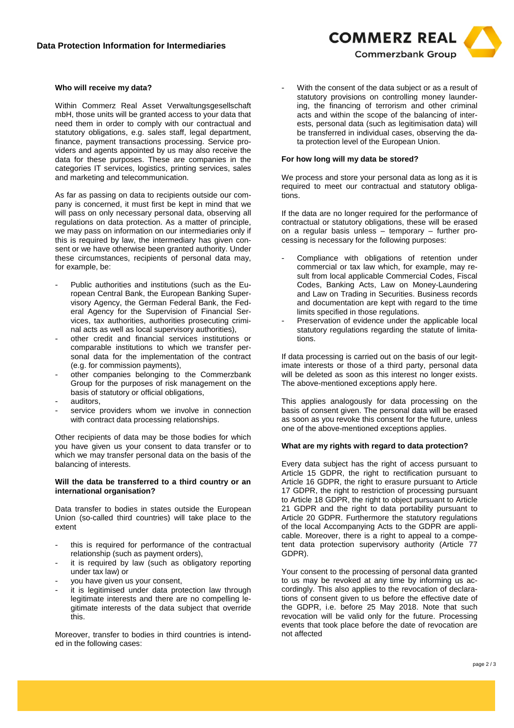## Who will receive my data?

Within Commerz Real Asset Verwaltungsgesellschaft mbH, those units will be granted access to your data that need them in order to comply with our contractual and statutory obligations, e.g. sales staff, legal department, finance, payment transactions processing. Service providers and agents appointed by us may also receive the data for these purposes. These are companies in the categories IT services, logistics, printing services, sales and marketing and telecommunication.

As far as passing on data to recipients outside our company is concerned, it must first be kept in mind that we will pass on only necessary personal data, observing all regulations on data protection. As a matter of principle, we may pass on information on our intermediaries only if this is required by law, the intermediary has given consent or we have otherwise been granted authority. Under these circumstances, recipients of personal data may, for example, be:

- Public authorities and institutions (such as the European Central Bank, the European Banking Supervisory Agency, the German Federal Bank, the Federal Agency for the Supervision of Financial Services, tax authorities, authorities prosecuting criminal acts as well as local supervisory authorities),
- other credit and financial services institutions or comparable institutions to which we transfer personal data for the implementation of the contract (e.g. for commission payments),
- other companies belonging to the Commerzbank Group for the purposes of risk management on the basis of statutory or official obligations,
- auditors,
- service providers whom we involve in connection with contract data processing relationships.

Other recipients of data may be those bodies for which you have given us your consent to data transfer or to which we may transfer personal data on the basis of the balancing of interests.

## Will the data be transferred to a third country or an international organisation?

Data transfer to bodies in states outside the European Union (so-called third countries) will take place to the extent

- this is required for performance of the contractual relationship (such as payment orders),
- it is required by law (such as obligatory reporting under tax law) or
- you have given us your consent,
- it is legitimised under data protection law through legitimate interests and there are no compelling legitimate interests of the data subject that override this.

Moreover, transfer to bodies in third countries is intended in the following cases:

- With the consent of the data subject or as a result of statutory provisions on controlling money laundering, the financing of terrorism and other criminal acts and within the scope of the balancing of interests, personal data (such as legitimisation data) will be transferred in individual cases, observing the data protection level of the European Union.

## For how long will my data be stored?

We process and store your personal data as long as it is required to meet our contractual and statutory obligations.

If the data are no longer required for the performance of contractual or statutory obligations, these will be erased on a regular basis unless – temporary – further processing is necessary for the following purposes:

- Compliance with obligations of retention under commercial or tax law which, for example, may result from local applicable Commercial Codes, Fiscal Codes, Banking Acts, Law on Money-Laundering and Law on Trading in Securities. Business records and documentation are kept with regard to the time limits specified in those regulations.
- Preservation of evidence under the applicable local statutory regulations regarding the statute of limitations.

If data processing is carried out on the basis of our legitimate interests or those of a third party, personal data will be deleted as soon as this interest no longer exists. The above-mentioned exceptions apply here.

This applies analogously for data processing on the basis of consent given. The personal data will be erased as soon as you revoke this consent for the future, unless one of the above-mentioned exceptions applies.

## What are my rights with regard to data protection?

Every data subject has the right of access pursuant to Article 15 GDPR, the right to rectification pursuant to Article 16 GDPR, the right to erasure pursuant to Article 17 GDPR, the right to restriction of processing pursuant to Article 18 GDPR, the right to object pursuant to Article 21 GDPR and the right to data portability pursuant to Article 20 GDPR. Furthermore the statutory regulations of the local Accompanying Acts to the GDPR are applicable. Moreover, there is a right to appeal to a competent data protection supervisory authority (Article 77 GDPR).

Your consent to the processing of personal data granted to us may be revoked at any time by informing us accordingly. This also applies to the revocation of declarations of consent given to us before the effective date of the GDPR, i.e. before 25 May 2018. Note that such revocation will be valid only for the future. Processing events that took place before the date of revocation are not affected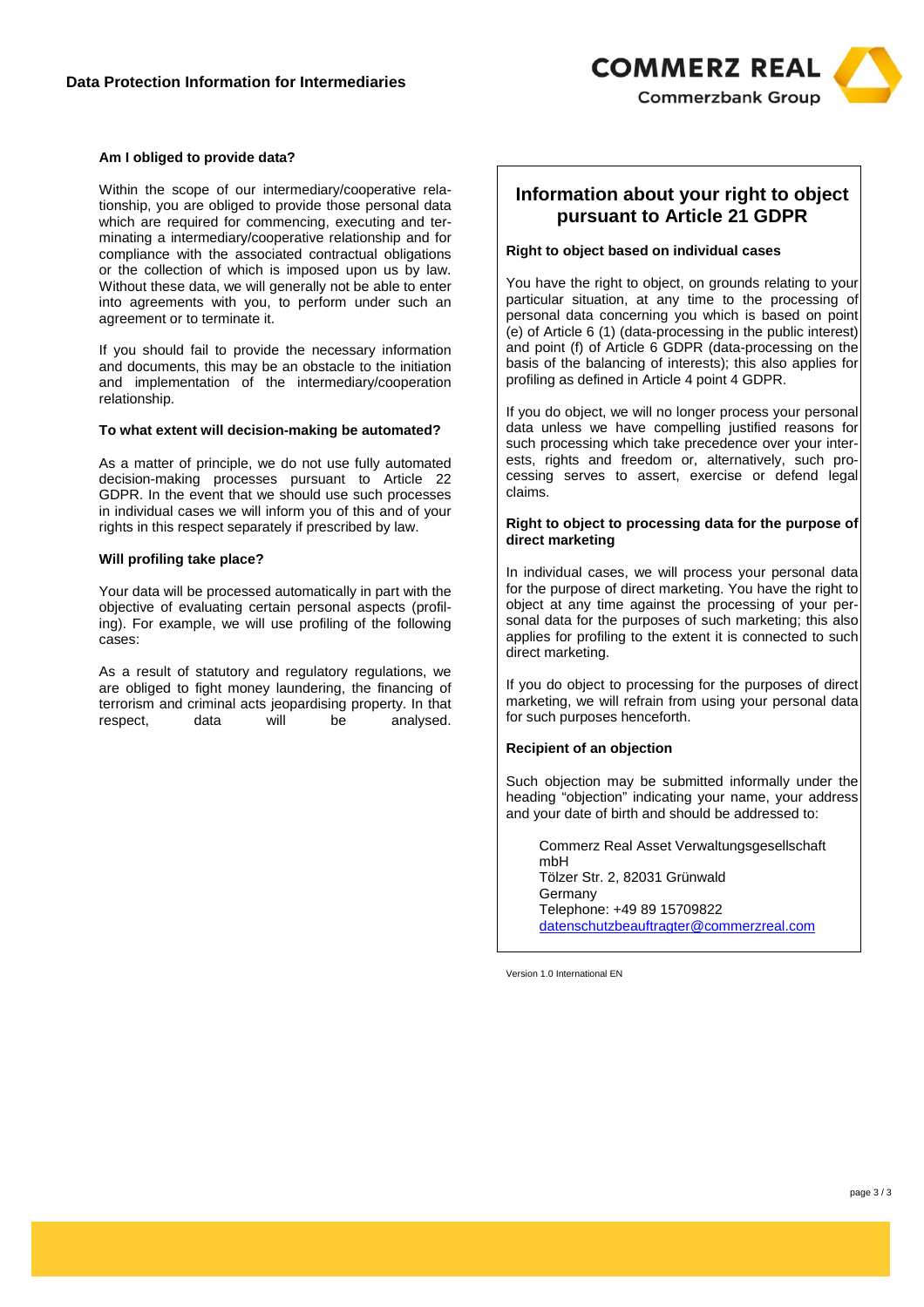### Am I obliged to provide data?

Within the scope of our intermediary/cooperative relationship, you are obliged to provide those personal data which are required for commencing, executing and terminating a intermediary/cooperative relationship and for compliance with the associated contractual obligations or the collection of which is imposed upon us by law. Without these data, we will generally not be able to enter into agreements with you, to perform under such an agreement or to terminate it.

If you should fail to provide the necessary information and documents, this may be an obstacle to the initiation and implementation of the intermediary/cooperation relationship.

### To what extent will decision-making be automated?

As a matter of principle, we do not use fully automated decision-making processes pursuant to Article 22 GDPR. In the event that we should use such processes in individual cases we will inform you of this and of your rights in this respect separately if prescribed by law.

### Will profiling take place?

Your data will be processed automatically in part with the objective of evaluating certain personal aspects (profiling). For example, we will use profiling of the following cases:

As a result of statutory and regulatory regulations, we are obliged to fight money laundering, the financing of terrorism and criminal acts jeopardising property. In that respect, data will be analysed.

## Information about your right to object pursuant to Article 21 GDPR

### Right to object based on individual cases

You have the right to object, on grounds relating to your particular situation, at any time to the processing of personal data concerning you which is based on point (e) of Article 6 (1) (data-processing in the public interest) and point (f) of Article 6 GDPR (data-processing on the basis of the balancing of interests); this also applies for profiling as defined in Article 4 point 4 GDPR.

If you do object, we will no longer process your personal data unless we have compelling justified reasons for such processing which take precedence over your interests, rights and freedom or, alternatively, such processing serves to assert, exercise or defend legal claims.

### Right to object to processing data for the purpose of direct marketing

In individual cases, we will process your personal data for the purpose of direct marketing. You have the right to object at any time against the processing of your personal data for the purposes of such marketing; this also applies for profiling to the extent it is connected to such direct marketing.

If you do object to processing for the purposes of direct marketing, we will refrain from using your personal data for such purposes henceforth.

### Recipient of an objection

Such objection may be submitted informally under the heading "objection" indicating your name, your address and your date of birth and should be addressed to:

Commerz Real Asset Verwaltungsgesellschaft mbH
Tölzer Str. 2, 82031 Grünwald
Germany
Telephone: +49 89 15709822
datenschutzbeauftragter@commerzreal.com

Version 1.0 International EN